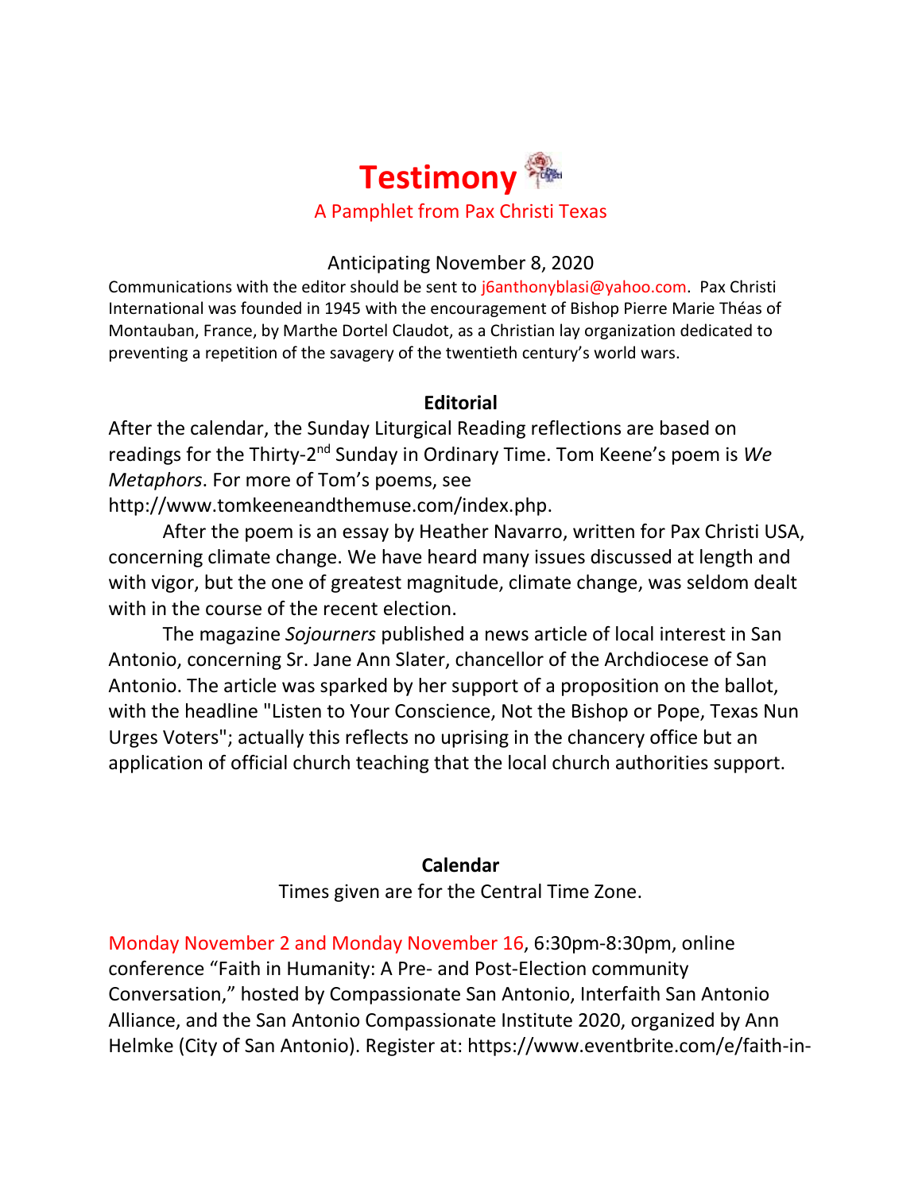# Testimony

A Pamphlet from Pax Christi Texas

Anticipating November 8, 2020

Communications with the editor should be sent to j6anthonyblasi@yahoo.com. Pax Christi International was founded in 1945 with the encouragement of Bishop Pierre Marie Théas of Montauban, France, by Marthe Dortel Claudot, as a Christian lay organization dedicated to preventing a repetition of the savagery of the twentieth century's world wars.

## Editorial

After the calendar, the Sunday Liturgical Reading reflections are based on readings for the Thirty-2nd Sunday in Ordinary Time. Tom Keene's poem is *We Metaphors*. For more of Tom's poems, see http://www.tomkeeneandthemuse.com/index.php.

After the poem is an essay by Heather Navarro, written for Pax Christi USA, concerning climate change. We have heard many issues discussed at length and with vigor, but the one of greatest magnitude, climate change, was seldom dealt with in the course of the recent election.

The magazine *Sojourners* published a news article of local interest in San Antonio, concerning Sr. Jane Ann Slater, chancellor of the Archdiocese of San Antonio. The article was sparked by her support of a proposition on the ballot, with the headline "Listen to Your Conscience, Not the Bishop or Pope, Texas Nun Urges Voters"; actually this reflects no uprising in the chancery office but an application of official church teaching that the local church authorities support.

## Calendar

Times given are for the Central Time Zone.

Monday November 2 and Monday November 16, 6:30pm-8:30pm, online conference "Faith in Humanity: A Pre- and Post-Election community Conversation," hosted by Compassionate San Antonio, Interfaith San Antonio Alliance, and the San Antonio Compassionate Institute 2020, organized by Ann Helmke (City of San Antonio). Register at: https://www.eventbrite.com/e/faith-in-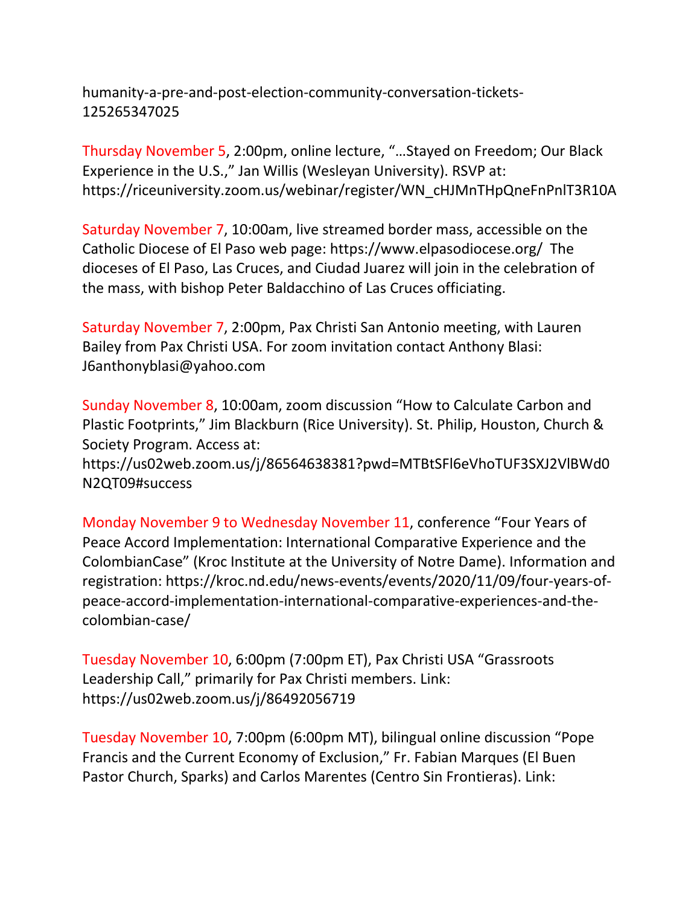humanity-a-pre-and-post-election-community-conversation-tickets-125265347025

Thursday November 5, 2:00pm, online lecture, "…Stayed on Freedom; Our Black Experience in the U.S.," Jan Willis (Wesleyan University). RSVP at: https://riceuniversity.zoom.us/webinar/register/WN_cHJMnTHpQneFnPnlT3R10A

Saturday November 7, 10:00am, live streamed border mass, accessible on the Catholic Diocese of El Paso web page: https://www.elpasodiocese.org/ The dioceses of El Paso, Las Cruces, and Ciudad Juarez will join in the celebration of the mass, with bishop Peter Baldacchino of Las Cruces officiating.

Saturday November 7, 2:00pm, Pax Christi San Antonio meeting, with Lauren Bailey from Pax Christi USA. For zoom invitation contact Anthony Blasi: J6anthonyblasi@yahoo.com

Sunday November 8, 10:00am, zoom discussion "How to Calculate Carbon and Plastic Footprints," Jim Blackburn (Rice University). St. Philip, Houston, Church & Society Program. Access at: https://us02web.zoom.us/j/86564638381?pwd=MTBtSFl6eVhoTUF3SXJ2VlBWd0N2QT09#success

Monday November 9 to Wednesday November 11, conference "Four Years of Peace Accord Implementation: International Comparative Experience and the ColombianCase" (Kroc Institute at the University of Notre Dame). Information and registration: https://kroc.nd.edu/news-events/events/2020/11/09/four-years-of-peace-accord-implementation-international-comparative-experiences-and-the-colombian-case/

Tuesday November 10, 6:00pm (7:00pm ET), Pax Christi USA "Grassroots Leadership Call," primarily for Pax Christi members. Link: https://us02web.zoom.us/j/86492056719

Tuesday November 10, 7:00pm (6:00pm MT), bilingual online discussion "Pope Francis and the Current Economy of Exclusion," Fr. Fabian Marques (El Buen Pastor Church, Sparks) and Carlos Marentes (Centro Sin Frontieras). Link: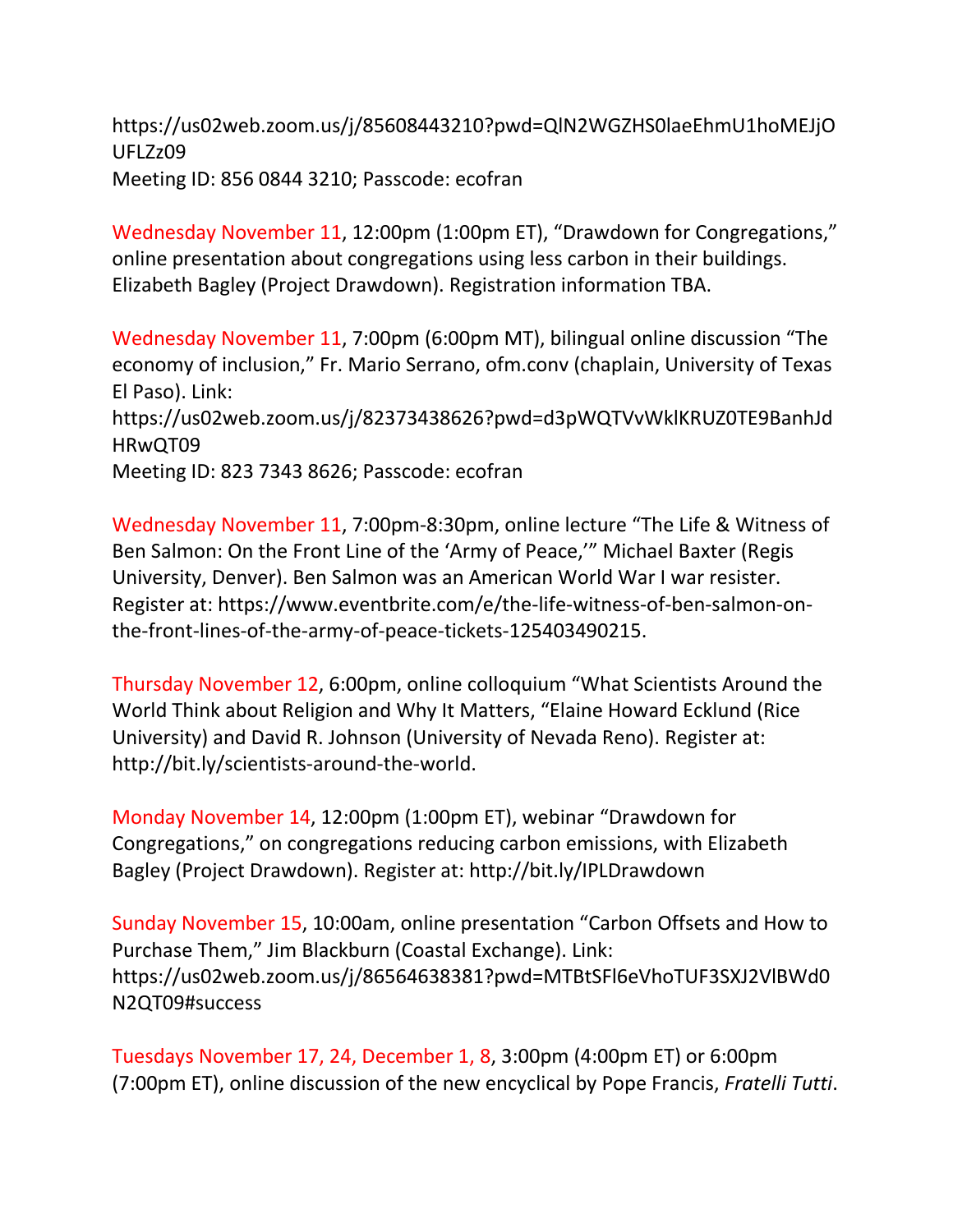https://us02web.zoom.us/j/85608443210?pwd=QlN2WGZHS0laeEhmU1hoMEJjOUFLZz09
Meeting ID: 856 0844 3210; Passcode: ecofran

Wednesday November 11, 12:00pm (1:00pm ET), "Drawdown for Congregations," online presentation about congregations using less carbon in their buildings. Elizabeth Bagley (Project Drawdown). Registration information TBA.

Wednesday November 11, 7:00pm (6:00pm MT), bilingual online discussion "The economy of inclusion," Fr. Mario Serrano, ofm.conv (chaplain, University of Texas El Paso). Link:
https://us02web.zoom.us/j/82373438626?pwd=d3pWQTVvWklKRUZ0TE9BanhJdHRwQT09
Meeting ID: 823 7343 8626; Passcode: ecofran

Wednesday November 11, 7:00pm-8:30pm, online lecture "The Life & Witness of Ben Salmon: On the Front Line of the 'Army of Peace,'" Michael Baxter (Regis University, Denver). Ben Salmon was an American World War I war resister. Register at: https://www.eventbrite.com/e/the-life-witness-of-ben-salmon-on-the-front-lines-of-the-army-of-peace-tickets-125403490215.

Thursday November 12, 6:00pm, online colloquium "What Scientists Around the World Think about Religion and Why It Matters, "Elaine Howard Ecklund (Rice University) and David R. Johnson (University of Nevada Reno). Register at: http://bit.ly/scientists-around-the-world.

Monday November 14, 12:00pm (1:00pm ET), webinar "Drawdown for Congregations," on congregations reducing carbon emissions, with Elizabeth Bagley (Project Drawdown). Register at: http://bit.ly/IPLDrawdown

Sunday November 15, 10:00am, online presentation "Carbon Offsets and How to Purchase Them," Jim Blackburn (Coastal Exchange). Link:
https://us02web.zoom.us/j/86564638381?pwd=MTBtSFl6eVhoTUF3SXJ2VlBWd0N2QT09#success

Tuesdays November 17, 24, December 1, 8, 3:00pm (4:00pm ET) or 6:00pm (7:00pm ET), online discussion of the new encyclical by Pope Francis, *Fratelli Tutti*.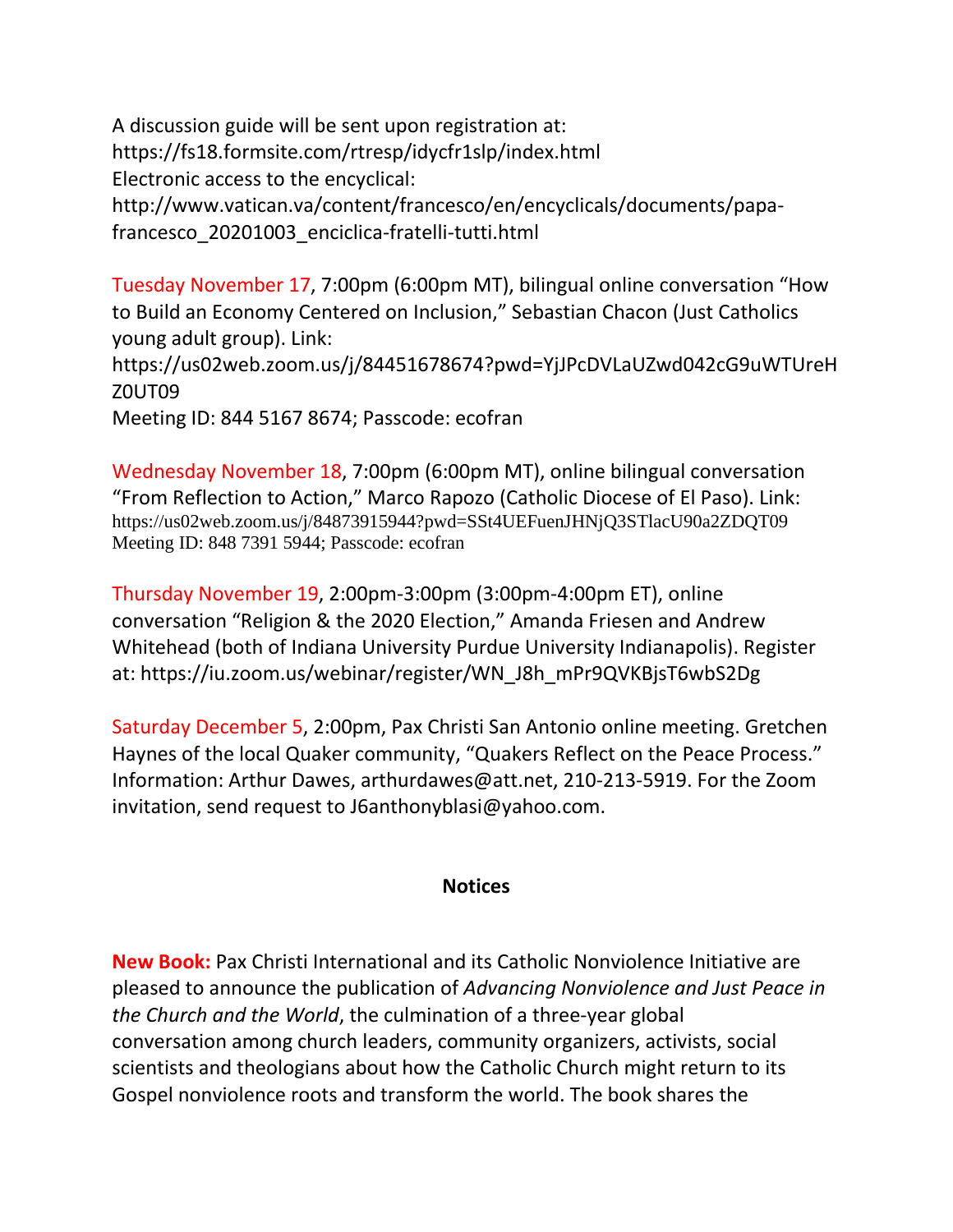A discussion guide will be sent upon registration at:
https://fs18.formsite.com/rtresp/idycfr1slp/index.html
Electronic access to the encyclical:
http://www.vatican.va/content/francesco/en/encyclicals/documents/papa-francesco_20201003_enciclica-fratelli-tutti.html

Tuesday November 17, 7:00pm (6:00pm MT), bilingual online conversation "How to Build an Economy Centered on Inclusion," Sebastian Chacon (Just Catholics young adult group). Link:
https://us02web.zoom.us/j/84451678674?pwd=YjJPcDVLaUZwd042cG9uWTUreHZ0UT09
Meeting ID: 844 5167 8674; Passcode: ecofran

Wednesday November 18, 7:00pm (6:00pm MT), online bilingual conversation "From Reflection to Action," Marco Rapozo (Catholic Diocese of El Paso). Link:
https://us02web.zoom.us/j/84873915944?pwd=SSt4UEFuenJHNjQ3STlacU90a2ZDQT09
Meeting ID: 848 7391 5944; Passcode: ecofran

Thursday November 19, 2:00pm-3:00pm (3:00pm-4:00pm ET), online conversation "Religion & the 2020 Election," Amanda Friesen and Andrew Whitehead (both of Indiana University Purdue University Indianapolis). Register at: https://iu.zoom.us/webinar/register/WN_J8h_mPr9QVKBjsT6wbS2Dg

Saturday December 5, 2:00pm, Pax Christi San Antonio online meeting. Gretchen Haynes of the local Quaker community, "Quakers Reflect on the Peace Process." Information: Arthur Dawes, arthurdawes@att.net, 210-213-5919. For the Zoom invitation, send request to J6anthonyblasi@yahoo.com.

## Notices

**New Book:** Pax Christi International and its Catholic Nonviolence Initiative are pleased to announce the publication of *Advancing Nonviolence and Just Peace in the Church and the World*, the culmination of a three-year global conversation among church leaders, community organizers, activists, social scientists and theologians about how the Catholic Church might return to its Gospel nonviolence roots and transform the world. The book shares the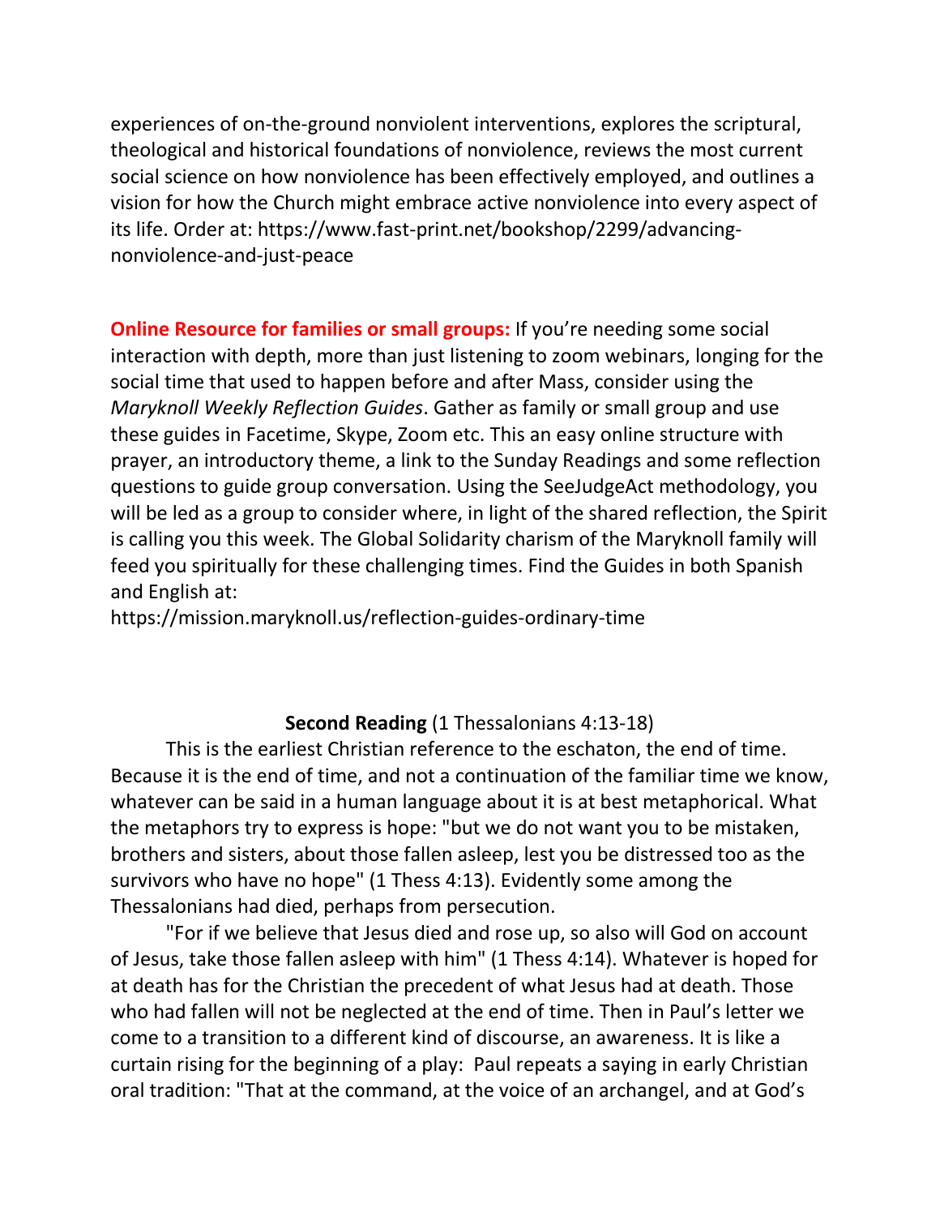experiences of on-the-ground nonviolent interventions, explores the scriptural, theological and historical foundations of nonviolence, reviews the most current social science on how nonviolence has been effectively employed, and outlines a vision for how the Church might embrace active nonviolence into every aspect of its life. Order at: https://www.fast-print.net/bookshop/2299/advancing-nonviolence-and-just-peace

**Online Resource for families or small groups:** If you're needing some social interaction with depth, more than just listening to zoom webinars, longing for the social time that used to happen before and after Mass, consider using the *Maryknoll Weekly Reflection Guides*. Gather as family or small group and use these guides in Facetime, Skype, Zoom etc. This an easy online structure with prayer, an introductory theme, a link to the Sunday Readings and some reflection questions to guide group conversation. Using the SeeJudgeAct methodology, you will be led as a group to consider where, in light of the shared reflection, the Spirit is calling you this week. The Global Solidarity charism of the Maryknoll family will feed you spiritually for these challenging times. Find the Guides in both Spanish and English at:
https://mission.maryknoll.us/reflection-guides-ordinary-time

**Second Reading** (1 Thessalonians 4:13-18)

This is the earliest Christian reference to the eschaton, the end of time. Because it is the end of time, and not a continuation of the familiar time we know, whatever can be said in a human language about it is at best metaphorical. What the metaphors try to express is hope: "but we do not want you to be mistaken, brothers and sisters, about those fallen asleep, lest you be distressed too as the survivors who have no hope" (1 Thess 4:13). Evidently some among the Thessalonians had died, perhaps from persecution.

"For if we believe that Jesus died and rose up, so also will God on account of Jesus, take those fallen asleep with him" (1 Thess 4:14). Whatever is hoped for at death has for the Christian the precedent of what Jesus had at death. Those who had fallen will not be neglected at the end of time. Then in Paul's letter we come to a transition to a different kind of discourse, an awareness. It is like a curtain rising for the beginning of a play: Paul repeats a saying in early Christian oral tradition: "That at the command, at the voice of an archangel, and at God's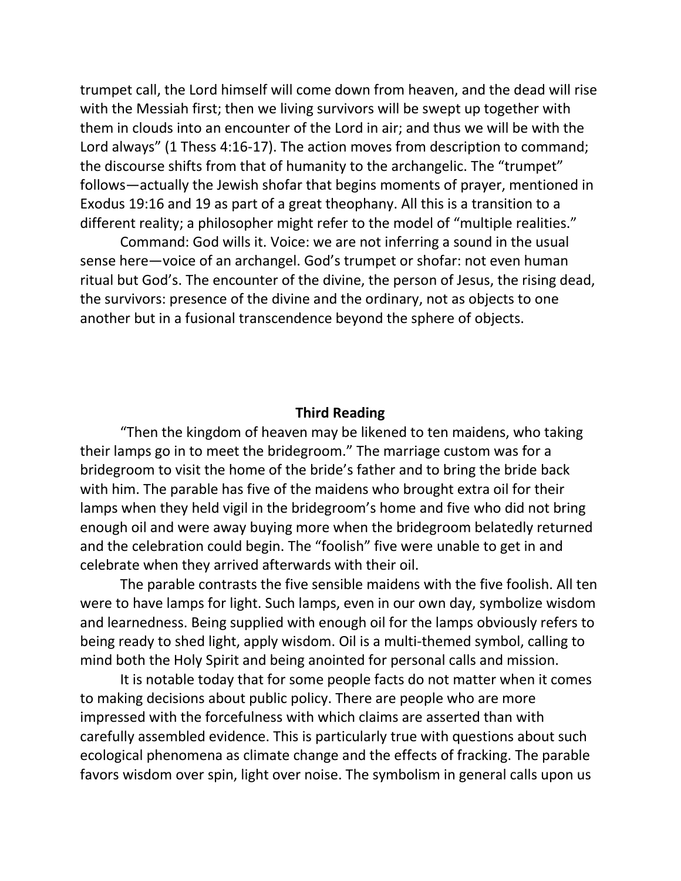trumpet call, the Lord himself will come down from heaven, and the dead will rise with the Messiah first; then we living survivors will be swept up together with them in clouds into an encounter of the Lord in air; and thus we will be with the Lord always" (1 Thess 4:16-17). The action moves from description to command; the discourse shifts from that of humanity to the archangelic. The "trumpet" follows—actually the Jewish shofar that begins moments of prayer, mentioned in Exodus 19:16 and 19 as part of a great theophany. All this is a transition to a different reality; a philosopher might refer to the model of "multiple realities."

Command: God wills it. Voice: we are not inferring a sound in the usual sense here—voice of an archangel. God's trumpet or shofar: not even human ritual but God's. The encounter of the divine, the person of Jesus, the rising dead, the survivors: presence of the divine and the ordinary, not as objects to one another but in a fusional transcendence beyond the sphere of objects.

## Third Reading

"Then the kingdom of heaven may be likened to ten maidens, who taking their lamps go in to meet the bridegroom." The marriage custom was for a bridegroom to visit the home of the bride's father and to bring the bride back with him. The parable has five of the maidens who brought extra oil for their lamps when they held vigil in the bridegroom's home and five who did not bring enough oil and were away buying more when the bridegroom belatedly returned and the celebration could begin. The "foolish" five were unable to get in and celebrate when they arrived afterwards with their oil.

The parable contrasts the five sensible maidens with the five foolish. All ten were to have lamps for light. Such lamps, even in our own day, symbolize wisdom and learnedness. Being supplied with enough oil for the lamps obviously refers to being ready to shed light, apply wisdom. Oil is a multi-themed symbol, calling to mind both the Holy Spirit and being anointed for personal calls and mission.

It is notable today that for some people facts do not matter when it comes to making decisions about public policy. There are people who are more impressed with the forcefulness with which claims are asserted than with carefully assembled evidence. This is particularly true with questions about such ecological phenomena as climate change and the effects of fracking. The parable favors wisdom over spin, light over noise. The symbolism in general calls upon us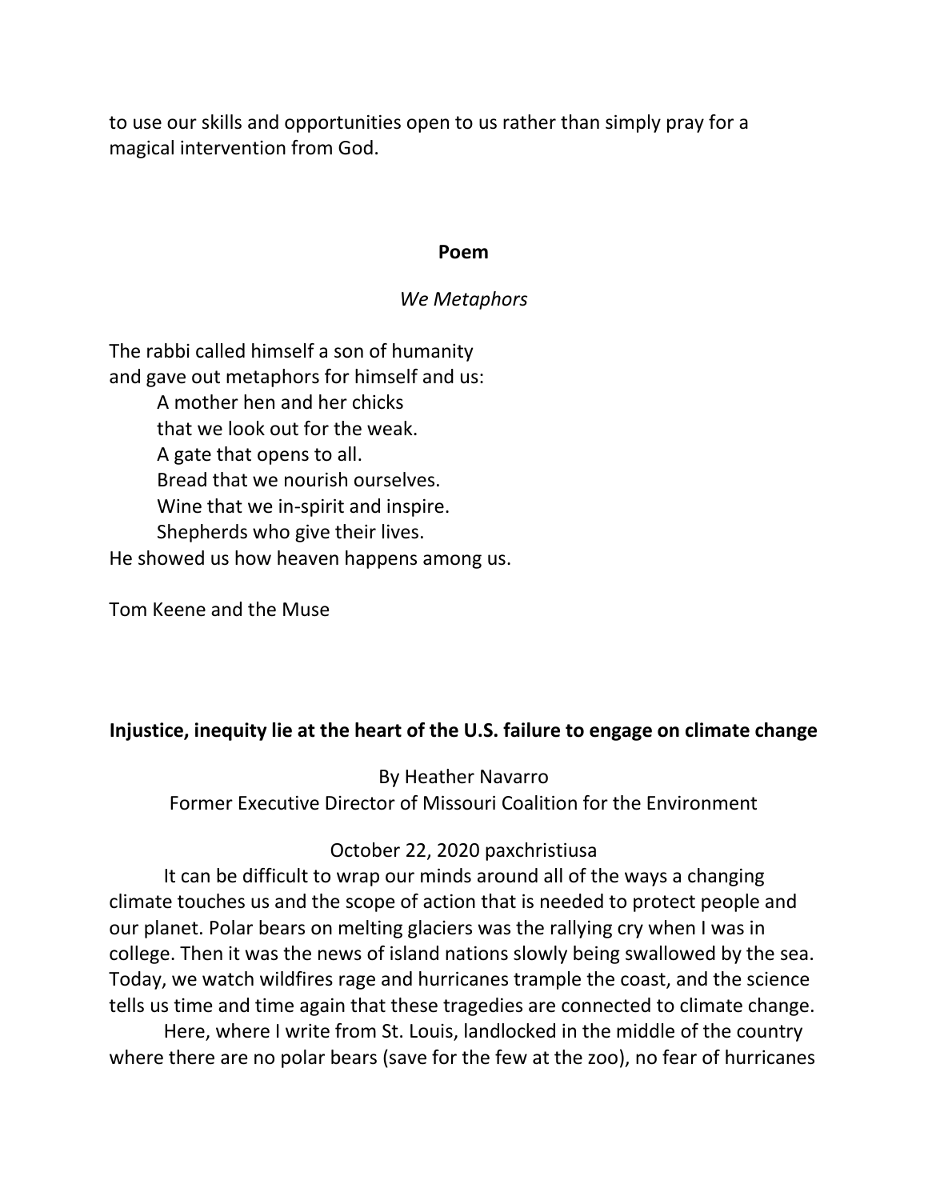to use our skills and opportunities open to us rather than simply pray for a magical intervention from God.

**Poem**

*We Metaphors*

The rabbi called himself a son of humanity
and gave out metaphors for himself and us:
    A mother hen and her chicks
    that we look out for the weak.
    A gate that opens to all.
    Bread that we nourish ourselves.
    Wine that we in-spirit and inspire.
    Shepherds who give their lives.
He showed us how heaven happens among us.

Tom Keene and the Muse

**Injustice, inequity lie at the heart of the U.S. failure to engage on climate change**

By Heather Navarro
Former Executive Director of Missouri Coalition for the Environment

October 22, 2020 paxchristiusa

It can be difficult to wrap our minds around all of the ways a changing climate touches us and the scope of action that is needed to protect people and our planet. Polar bears on melting glaciers was the rallying cry when I was in college. Then it was the news of island nations slowly being swallowed by the sea. Today, we watch wildfires rage and hurricanes trample the coast, and the science tells us time and time again that these tragedies are connected to climate change.

Here, where I write from St. Louis, landlocked in the middle of the country where there are no polar bears (save for the few at the zoo), no fear of hurricanes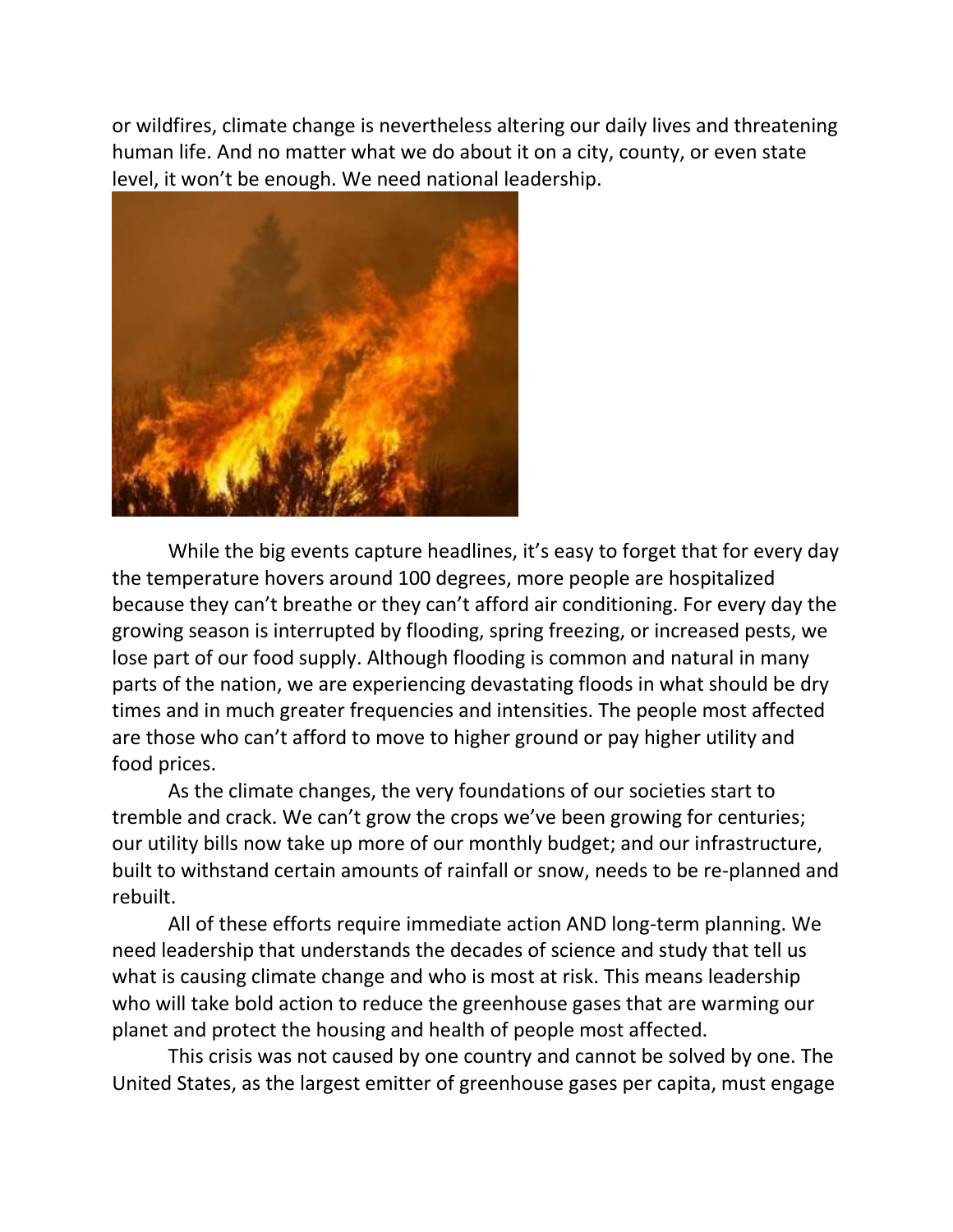or wildfires, climate change is nevertheless altering our daily lives and threatening human life. And no matter what we do about it on a city, county, or even state level, it won't be enough. We need national leadership.

While the big events capture headlines, it's easy to forget that for every day the temperature hovers around 100 degrees, more people are hospitalized because they can't breathe or they can't afford air conditioning. For every day the growing season is interrupted by flooding, spring freezing, or increased pests, we lose part of our food supply. Although flooding is common and natural in many parts of the nation, we are experiencing devastating floods in what should be dry times and in much greater frequencies and intensities. The people most affected are those who can't afford to move to higher ground or pay higher utility and food prices.

As the climate changes, the very foundations of our societies start to tremble and crack. We can't grow the crops we've been growing for centuries; our utility bills now take up more of our monthly budget; and our infrastructure, built to withstand certain amounts of rainfall or snow, needs to be re-planned and rebuilt.

All of these efforts require immediate action AND long-term planning. We need leadership that understands the decades of science and study that tell us what is causing climate change and who is most at risk. This means leadership who will take bold action to reduce the greenhouse gases that are warming our planet and protect the housing and health of people most affected.

This crisis was not caused by one country and cannot be solved by one. The United States, as the largest emitter of greenhouse gases per capita, must engage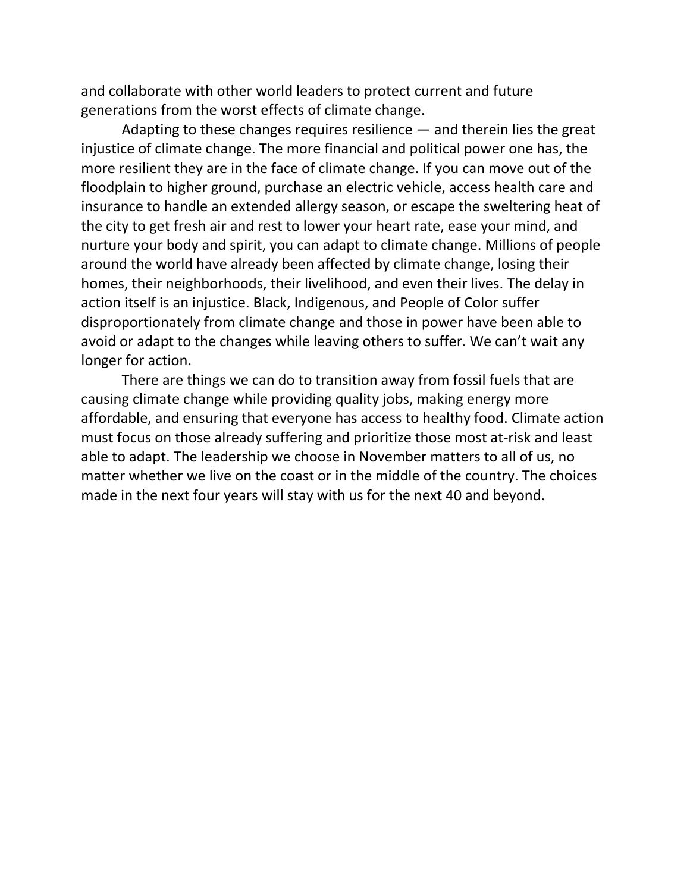and collaborate with other world leaders to protect current and future generations from the worst effects of climate change.

Adapting to these changes requires resilience — and therein lies the great injustice of climate change. The more financial and political power one has, the more resilient they are in the face of climate change. If you can move out of the floodplain to higher ground, purchase an electric vehicle, access health care and insurance to handle an extended allergy season, or escape the sweltering heat of the city to get fresh air and rest to lower your heart rate, ease your mind, and nurture your body and spirit, you can adapt to climate change. Millions of people around the world have already been affected by climate change, losing their homes, their neighborhoods, their livelihood, and even their lives. The delay in action itself is an injustice. Black, Indigenous, and People of Color suffer disproportionately from climate change and those in power have been able to avoid or adapt to the changes while leaving others to suffer. We can't wait any longer for action.

There are things we can do to transition away from fossil fuels that are causing climate change while providing quality jobs, making energy more affordable, and ensuring that everyone has access to healthy food. Climate action must focus on those already suffering and prioritize those most at-risk and least able to adapt. The leadership we choose in November matters to all of us, no matter whether we live on the coast or in the middle of the country. The choices made in the next four years will stay with us for the next 40 and beyond.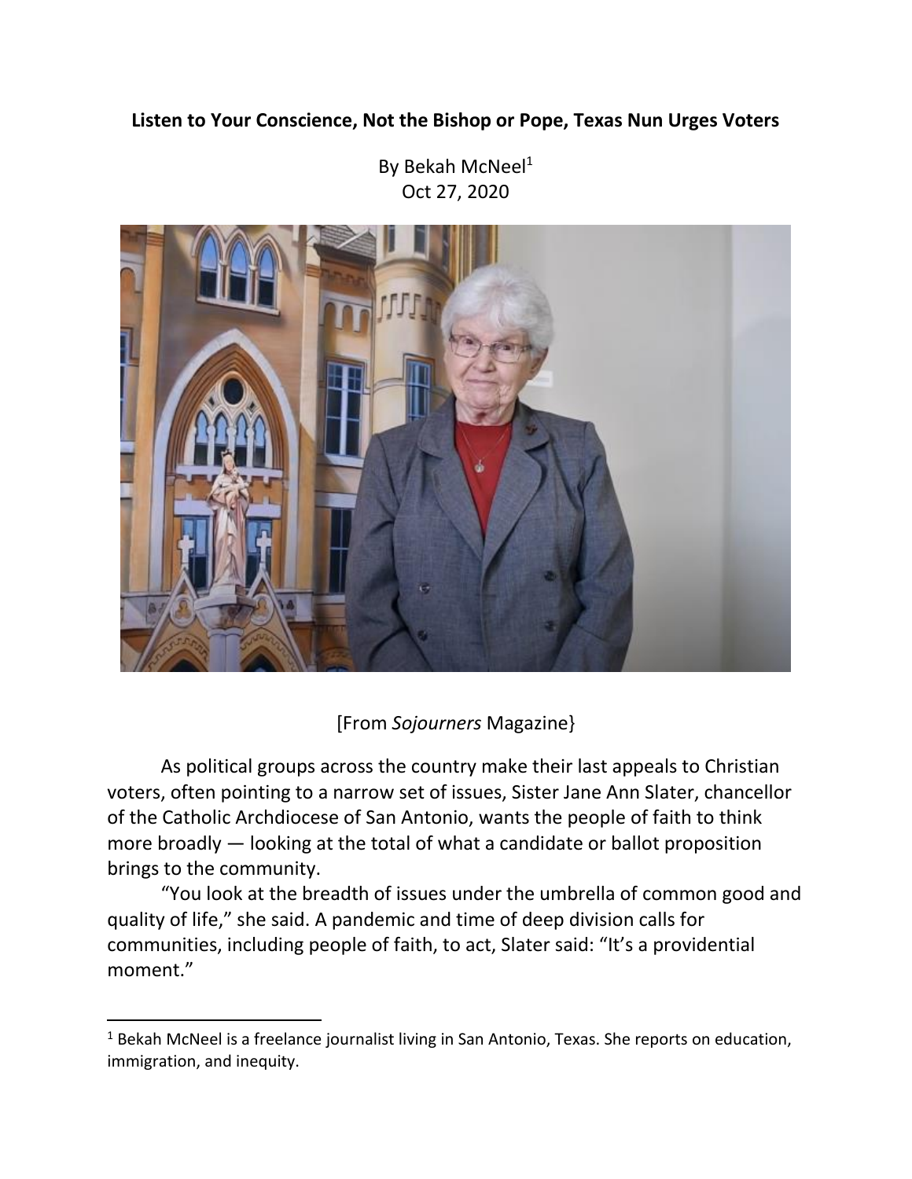**Listen to Your Conscience, Not the Bishop or Pope, Texas Nun Urges Voters**

By Bekah McNeel[1]
Oct 27, 2020

[From *Sojourners* Magazine}

As political groups across the country make their last appeals to Christian voters, often pointing to a narrow set of issues, Sister Jane Ann Slater, chancellor of the Catholic Archdiocese of San Antonio, wants the people of faith to think more broadly — looking at the total of what a candidate or ballot proposition brings to the community.

"You look at the breadth of issues under the umbrella of common good and quality of life," she said. A pandemic and time of deep division calls for communities, including people of faith, to act, Slater said: "It's a providential moment."

[1] Bekah McNeel is a freelance journalist living in San Antonio, Texas. She reports on education, immigration, and inequity.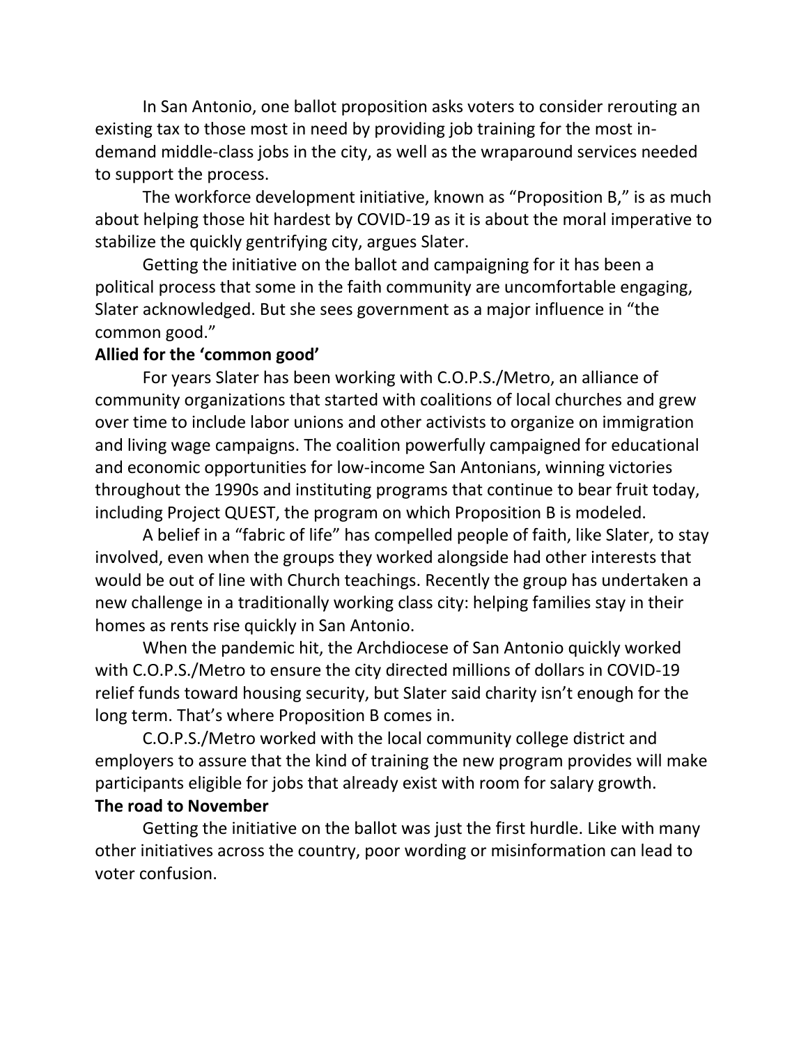In San Antonio, one ballot proposition asks voters to consider rerouting an existing tax to those most in need by providing job training for the most in-demand middle-class jobs in the city, as well as the wraparound services needed to support the process.

The workforce development initiative, known as "Proposition B," is as much about helping those hit hardest by COVID-19 as it is about the moral imperative to stabilize the quickly gentrifying city, argues Slater.

Getting the initiative on the ballot and campaigning for it has been a political process that some in the faith community are uncomfortable engaging, Slater acknowledged. But she sees government as a major influence in "the common good."

**Allied for the 'common good'**

For years Slater has been working with C.O.P.S./Metro, an alliance of community organizations that started with coalitions of local churches and grew over time to include labor unions and other activists to organize on immigration and living wage campaigns. The coalition powerfully campaigned for educational and economic opportunities for low-income San Antonians, winning victories throughout the 1990s and instituting programs that continue to bear fruit today, including Project QUEST, the program on which Proposition B is modeled.

A belief in a "fabric of life" has compelled people of faith, like Slater, to stay involved, even when the groups they worked alongside had other interests that would be out of line with Church teachings. Recently the group has undertaken a new challenge in a traditionally working class city: helping families stay in their homes as rents rise quickly in San Antonio.

When the pandemic hit, the Archdiocese of San Antonio quickly worked with C.O.P.S./Metro to ensure the city directed millions of dollars in COVID-19 relief funds toward housing security, but Slater said charity isn't enough for the long term. That's where Proposition B comes in.

C.O.P.S./Metro worked with the local community college district and employers to assure that the kind of training the new program provides will make participants eligible for jobs that already exist with room for salary growth.

**The road to November**

Getting the initiative on the ballot was just the first hurdle. Like with many other initiatives across the country, poor wording or misinformation can lead to voter confusion.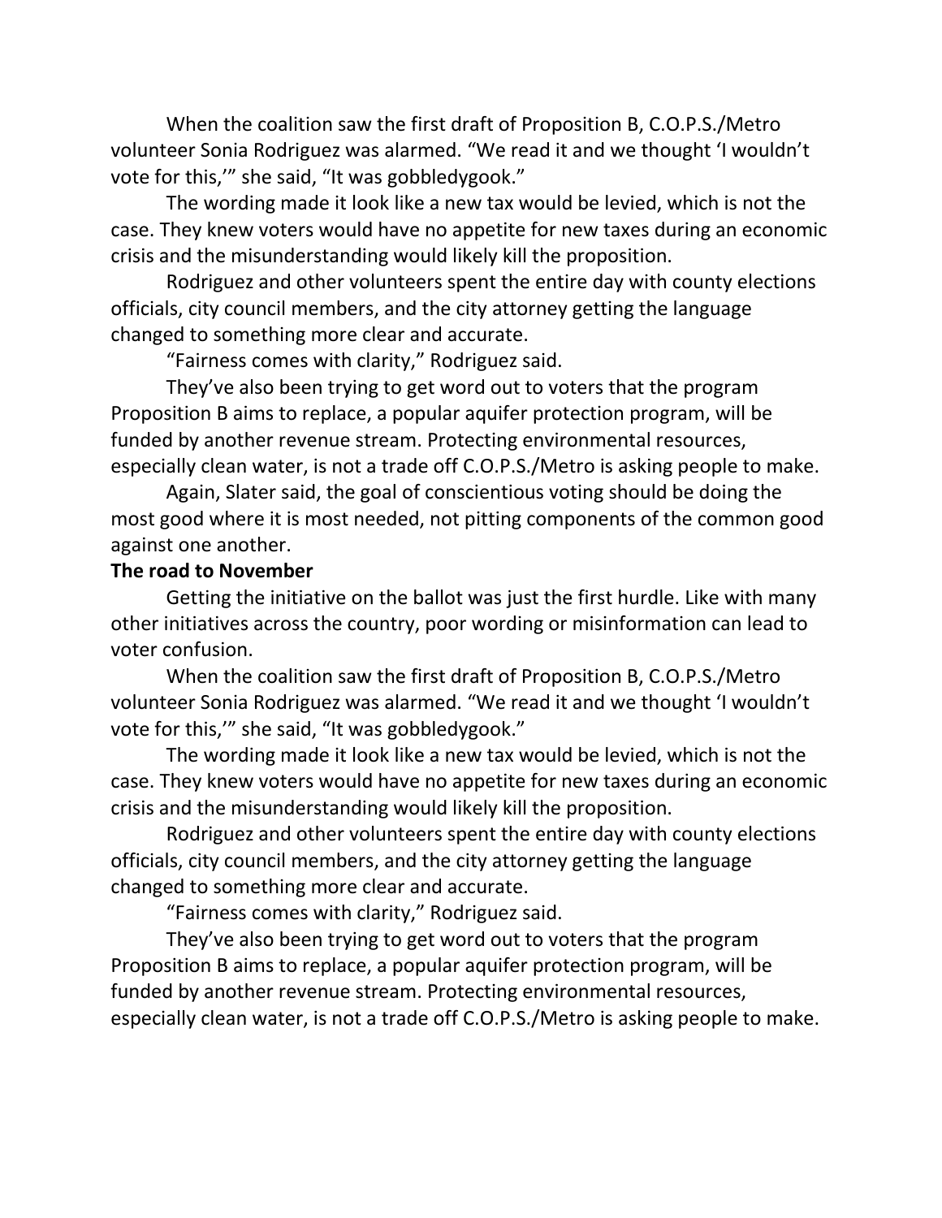When the coalition saw the first draft of Proposition B, C.O.P.S./Metro volunteer Sonia Rodriguez was alarmed. "We read it and we thought 'I wouldn't vote for this,'" she said, "It was gobbledygook."

The wording made it look like a new tax would be levied, which is not the case. They knew voters would have no appetite for new taxes during an economic crisis and the misunderstanding would likely kill the proposition.

Rodriguez and other volunteers spent the entire day with county elections officials, city council members, and the city attorney getting the language changed to something more clear and accurate.

"Fairness comes with clarity," Rodriguez said.

They've also been trying to get word out to voters that the program Proposition B aims to replace, a popular aquifer protection program, will be funded by another revenue stream. Protecting environmental resources, especially clean water, is not a trade off C.O.P.S./Metro is asking people to make.

Again, Slater said, the goal of conscientious voting should be doing the most good where it is most needed, not pitting components of the common good against one another.

**The road to November**

Getting the initiative on the ballot was just the first hurdle. Like with many other initiatives across the country, poor wording or misinformation can lead to voter confusion.

When the coalition saw the first draft of Proposition B, C.O.P.S./Metro volunteer Sonia Rodriguez was alarmed. "We read it and we thought 'I wouldn't vote for this,'" she said, "It was gobbledygook."

The wording made it look like a new tax would be levied, which is not the case. They knew voters would have no appetite for new taxes during an economic crisis and the misunderstanding would likely kill the proposition.

Rodriguez and other volunteers spent the entire day with county elections officials, city council members, and the city attorney getting the language changed to something more clear and accurate.

"Fairness comes with clarity," Rodriguez said.

They've also been trying to get word out to voters that the program Proposition B aims to replace, a popular aquifer protection program, will be funded by another revenue stream. Protecting environmental resources, especially clean water, is not a trade off C.O.P.S./Metro is asking people to make.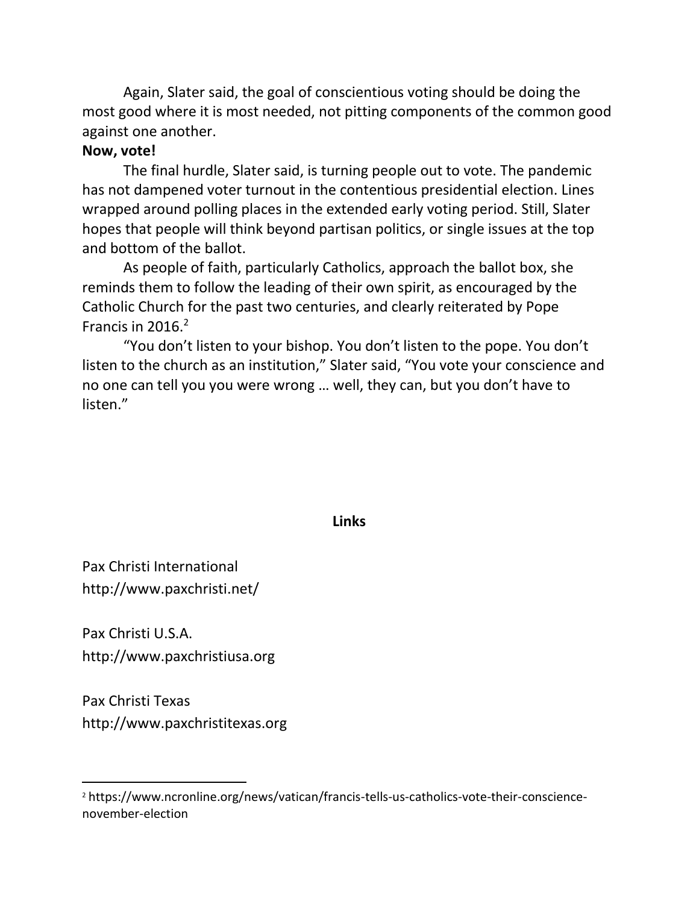Again, Slater said, the goal of conscientious voting should be doing the most good where it is most needed, not pitting components of the common good against one another.

**Now, vote!**

The final hurdle, Slater said, is turning people out to vote. The pandemic has not dampened voter turnout in the contentious presidential election. Lines wrapped around polling places in the extended early voting period. Still, Slater hopes that people will think beyond partisan politics, or single issues at the top and bottom of the ballot.

As people of faith, particularly Catholics, approach the ballot box, she reminds them to follow the leading of their own spirit, as encouraged by the Catholic Church for the past two centuries, and clearly reiterated by Pope Francis in 2016.[2]

"You don't listen to your bishop. You don't listen to the pope. You don't listen to the church as an institution," Slater said, "You vote your conscience and no one can tell you you were wrong … well, they can, but you don't have to listen."

## Links

Pax Christi International
http://www.paxchristi.net/

Pax Christi U.S.A.
http://www.paxchristiusa.org

Pax Christi Texas
http://www.paxchristitexas.org

---

[2] https://www.ncronline.org/news/vatican/francis-tells-us-catholics-vote-their-conscience-november-election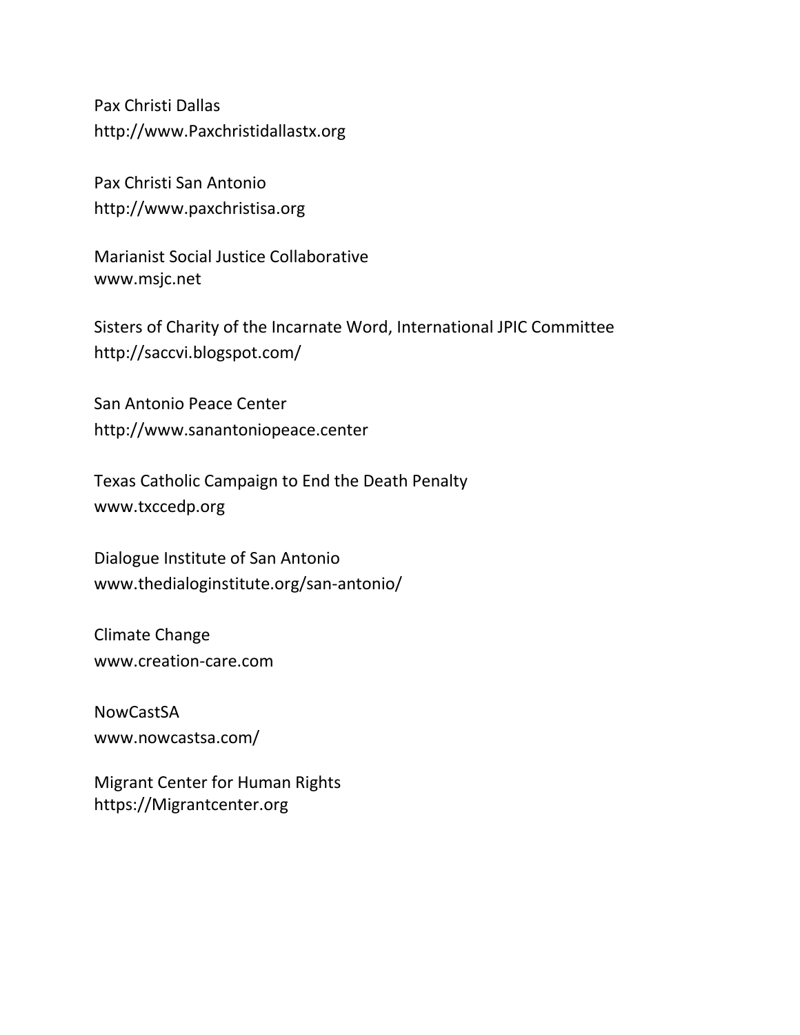Pax Christi Dallas
http://www.Paxchristidallastx.org

Pax Christi San Antonio
http://www.paxchristisa.org

Marianist Social Justice Collaborative
www.msjc.net

Sisters of Charity of the Incarnate Word, International JPIC Committee
http://saccvi.blogspot.com/

San Antonio Peace Center
http://www.sanantoniopeace.center

Texas Catholic Campaign to End the Death Penalty
www.txccedp.org

Dialogue Institute of San Antonio
www.thedialoginstitute.org/san-antonio/

Climate Change
www.creation-care.com

NowCastSA
www.nowcastsa.com/

Migrant Center for Human Rights
https://Migrantcenter.org